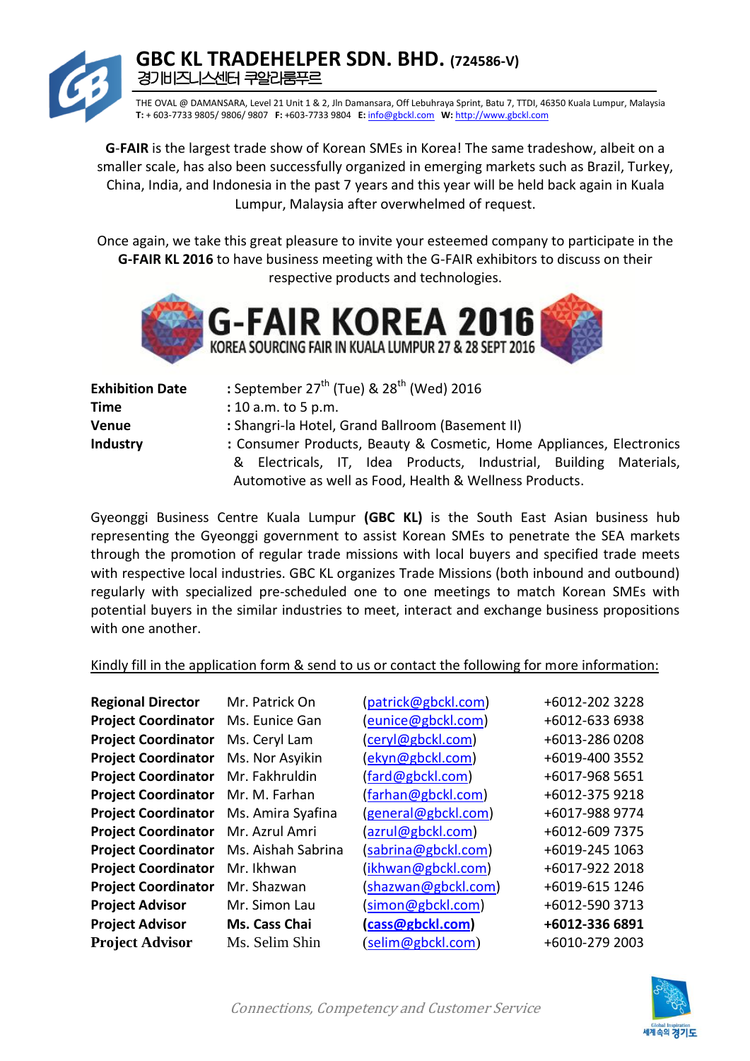# GBC KL TRADEHELPER SDN. BHD. (724586-V)

경기비즈니스센터 쿠알라룸푸르

THE OVAL @ DAMANSARA, Level 21 Unit 1 & 2, Jln Damansara, Off Lebuhraya Sprint, Batu 7, TTDI, 46350 Kuala Lumpur, Malaysia
**T:** + 603-7733 9805/ 9806/ 9807 **F:** +603-7733 9804 **E:** info@gbckl.com **W:** http://www.gbckl.com

**G-FAIR** is the largest trade show of Korean SMEs in Korea! The same tradeshow, albeit on a smaller scale, has also been successfully organized in emerging markets such as Brazil, Turkey, China, India, and Indonesia in the past 7 years and this year will be held back again in Kuala Lumpur, Malaysia after overwhelmed of request.

Once again, we take this great pleasure to invite your esteemed company to participate in the **G-FAIR KL 2016** to have business meeting with the G-FAIR exhibitors to discuss on their respective products and technologies.

## G-FAIR KOREA 2016

KOREA SOURCING FAIR IN KUALA LUMPUR 27 & 28 SEPT 2016

| | |
|---|---|
| **Exhibition Date** | **:** September 27th (Tue) & 28th (Wed) 2016 |
| **Time** | **:** 10 a.m. to 5 p.m. |
| **Venue** | **:** Shangri-la Hotel, Grand Ballroom (Basement II) |
| **Industry** | **:** Consumer Products, Beauty & Cosmetic, Home Appliances, Electronics & Electricals, IT, Idea Products, Industrial, Building Materials, Automotive as well as Food, Health & Wellness Products. |

Gyeonggi Business Centre Kuala Lumpur **(GBC KL)** is the South East Asian business hub representing the Gyeonggi government to assist Korean SMEs to penetrate the SEA markets through the promotion of regular trade missions with local buyers and specified trade meets with respective local industries. GBC KL organizes Trade Missions (both inbound and outbound) regularly with specialized pre-scheduled one to one meetings to match Korean SMEs with potential buyers in the similar industries to meet, interact and exchange business propositions with one another.

Kindly fill in the application form & send to us or contact the following for more information:

| | | | |
|---|---|---|---|
| **Regional Director** | Mr. Patrick On | (patrick@gbckl.com) | +6012-202 3228 |
| **Project Coordinator** | Ms. Eunice Gan | (eunice@gbckl.com) | +6012-633 6938 |
| **Project Coordinator** | Ms. Ceryl Lam | (ceryl@gbckl.com) | +6013-286 0208 |
| **Project Coordinator** | Ms. Nor Asyikin | (ekyn@gbckl.com) | +6019-400 3552 |
| **Project Coordinator** | Mr. Fakhruldin | (fard@gbckl.com) | +6017-968 5651 |
| **Project Coordinator** | Mr. M. Farhan | (farhan@gbckl.com) | +6012-375 9218 |
| **Project Coordinator** | Ms. Amira Syafina | (general@gbckl.com) | +6017-988 9774 |
| **Project Coordinator** | Mr. Azrul Amri | (azrul@gbckl.com) | +6012-609 7375 |
| **Project Coordinator** | Ms. Aishah Sabrina | (sabrina@gbckl.com) | +6019-245 1063 |
| **Project Coordinator** | Mr. Ikhwan | (ikhwan@gbckl.com) | +6017-922 2018 |
| **Project Coordinator** | Mr. Shazwan | (shazwan@gbckl.com) | +6019-615 1246 |
| **Project Advisor** | Mr. Simon Lau | (simon@gbckl.com) | +6012-590 3713 |
| **Project Advisor** | **Ms. Cass Chai** | **(cass@gbckl.com)** | **+6012-336 6891** |
| **Project Advisor** | Ms. Selim Shin | (selim@gbckl.com) | +6010-279 2003 |

*Connections, Competency and Customer Service*

Global Inspiration 세계 속의 경기도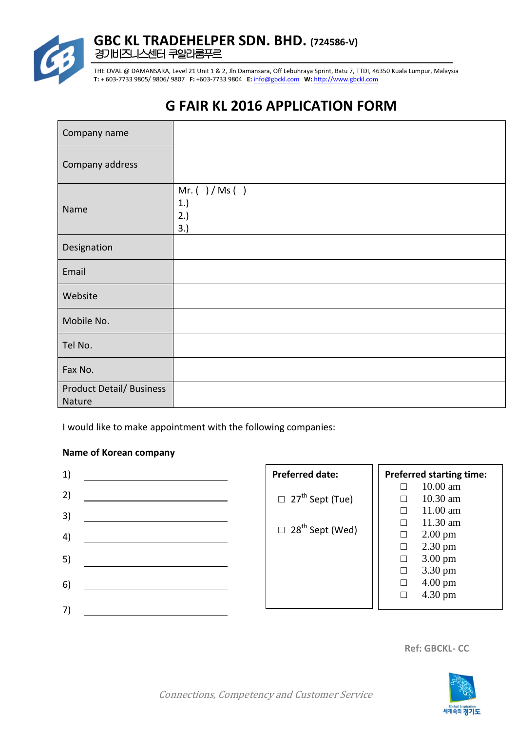**GBC KL TRADEHELPER SDN. BHD.** (724586-V)
경기비즈니스센터 쿠알라룸푸르

THE OVAL @ DAMANSARA, Level 21 Unit 1 & 2, Jln Damansara, Off Lebuhraya Sprint, Batu 7, TTDI, 46350 Kuala Lumpur, Malaysia
**T:** + 603-7733 9805/ 9806/ 9807 **F:** +603-7733 9804 **E:** info@gbckl.com **W:** http://www.gbckl.com

# G FAIR KL 2016 APPLICATION FORM

| | |
|---|---|
| Company name | |
| Company address | |
| Name | Mr. ( ) / Ms ( )<br>1.)<br>2.)<br>3.) |
| Designation | |
| Email | |
| Website | |
| Mobile No. | |
| Tel No. | |
| Fax No. | |
| Product Detail/ Business Nature | |

I would like to make appointment with the following companies:

**Name of Korean company**

1) ______________________
2) ______________________
3) ______________________
4) ______________________
5) ______________________
6) ______________________
7) ______________________

| Preferred date: | Preferred starting time: |
|---|---|
| ☐ 27th Sept (Tue) | ☐ 10.00 am |
| ☐ 28th Sept (Wed) | ☐ 10.30 am |
| | ☐ 11.00 am |
| | ☐ 11.30 am |
| | ☐ 2.00 pm |
| | ☐ 2.30 pm |
| | ☐ 3.00 pm |
| | ☐ 3.30 pm |
| | ☐ 4.00 pm |
| | ☐ 4.30 pm |

**Ref: GBCKL- CC**

*Connections, Competency and Customer Service*

Global Inspiration
세계 속의 경기도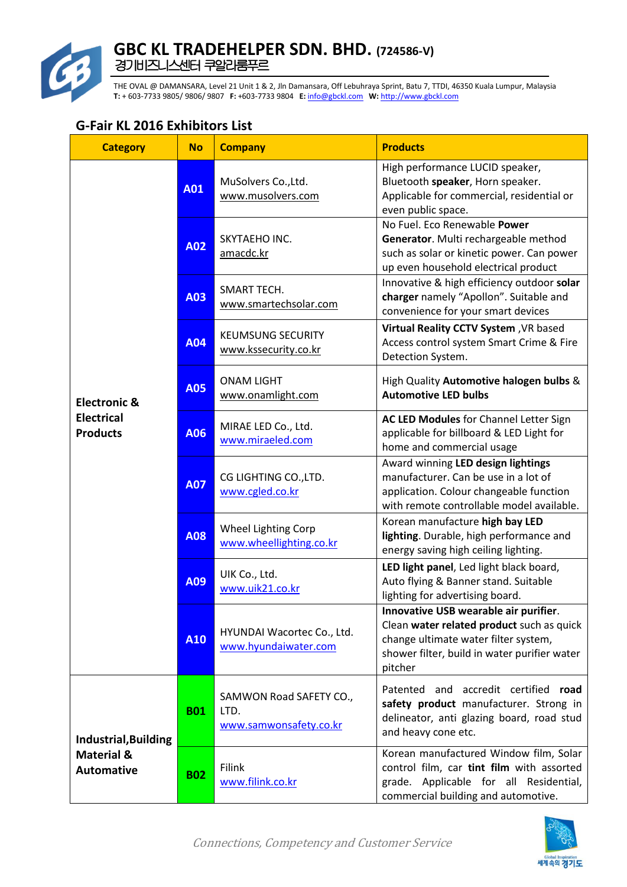# GBC KL TRADEHELPER SDN. BHD. (724586-V)

경기비즈니스센터 쿠알라룸푸르

THE OVAL @ DAMANSARA, Level 21 Unit 1 & 2, Jln Damansara, Off Lebuhraya Sprint, Batu 7, TTDI, 46350 Kuala Lumpur, Malaysia
**T:** + 603-7733 9805/ 9806/ 9807 **F:** +603-7733 9804 **E:** info@gbckl.com **W:** http://www.gbckl.com

## G-Fair KL 2016 Exhibitors List

| Category | No | Company | Products |
|---|---|---|---|
| Electronic & Electrical Products | A01 | MuSolvers Co.,Ltd. www.musolvers.com | High performance LUCID speaker, Bluetooth **speaker**, Horn speaker. Applicable for commercial, residential or even public space. |
| | A02 | SKYTAEHO INC. amacdc.kr | No Fuel. Eco Renewable **Power Generator**. Multi rechargeable method such as solar or kinetic power. Can power up even household electrical product |
| | A03 | SMART TECH. www.smartechsolar.com | Innovative & high efficiency outdoor **solar charger** namely "Apollon". Suitable and convenience for your smart devices |
| | A04 | KEUMSUNG SECURITY www.kssecurity.co.kr | **Virtual Reality CCTV System** ,VR based Access control system Smart Crime & Fire Detection System. |
| | A05 | ONAM LIGHT www.onamlight.com | High Quality **Automotive halogen bulbs** & **Automotive LED bulbs** |
| | A06 | MIRAE LED Co., Ltd. www.miraeled.com | **AC LED Modules** for Channel Letter Sign applicable for billboard & LED Light for home and commercial usage |
| | A07 | CG LIGHTING CO.,LTD. www.cgled.co.kr | Award winning **LED design lightings** manufacturer. Can be use in a lot of application. Colour changeable function with remote controllable model available. |
| | A08 | Wheel Lighting Corp www.wheellighting.co.kr | Korean manufacture **high bay LED lighting**. Durable, high performance and energy saving high ceiling lighting. |
| | A09 | UIK Co., Ltd. www.uik21.co.kr | **LED light panel**, Led light black board, Auto flying & Banner stand. Suitable lighting for advertising board. |
| | A10 | HYUNDAI Wacortec Co., Ltd. www.hyundaiwater.com | **Innovative USB wearable air purifier**. Clean **water related product** such as quick change ultimate water filter system, shower filter, build in water purifier water pitcher |
| Industrial,Building Material & Automative | B01 | SAMWON Road SAFETY CO., LTD. www.samwonsafety.co.kr | Patented and accredit certified **road safety product** manufacturer. Strong in delineator, anti glazing board, road stud and heavy cone etc. |
| | B02 | Filink www.filink.co.kr | Korean manufactured Window film, Solar control film, car **tint film** with assorted grade. Applicable for all Residential, commercial building and automotive. |

*Connections, Competency and Customer Service*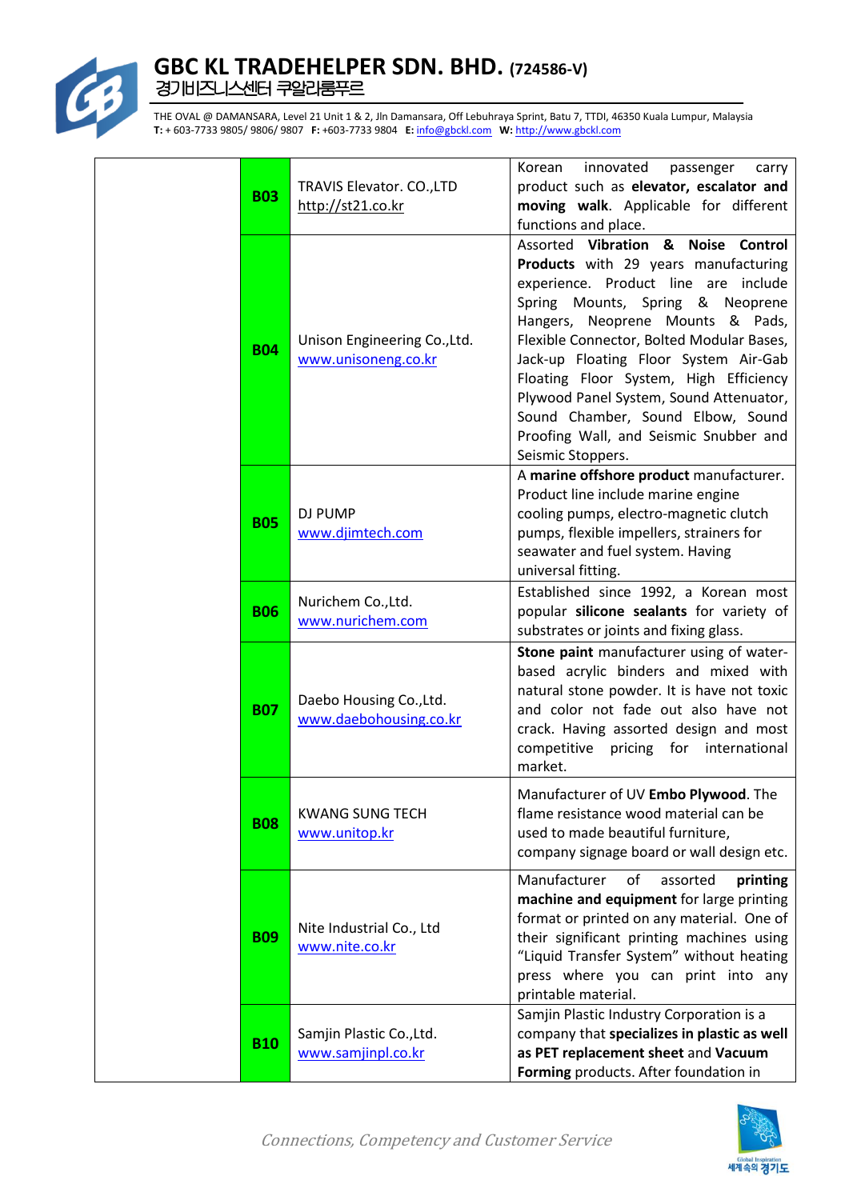| | | | |
|---|---|---|---|
| | **B03** | TRAVIS Elevator. CO.,LTD http://st21.co.kr | Korean innovated passenger carry product such as **elevator, escalator and moving walk**. Applicable for different functions and place. |
| | **B04** | Unison Engineering Co.,Ltd. www.unisoneng.co.kr | Assorted **Vibration & Noise Control Products** with 29 years manufacturing experience. Product line are include Spring Mounts, Spring & Neoprene Hangers, Neoprene Mounts & Pads, Flexible Connector, Bolted Modular Bases, Jack-up Floating Floor System Air-Gab Floating Floor System, High Efficiency Plywood Panel System, Sound Attenuator, Sound Chamber, Sound Elbow, Sound Proofing Wall, and Seismic Snubber and Seismic Stoppers. |
| | **B05** | DJ PUMP www.djimtech.com | A **marine offshore product** manufacturer. Product line include marine engine cooling pumps, electro-magnetic clutch pumps, flexible impellers, strainers for seawater and fuel system. Having universal fitting. |
| | **B06** | Nurichem Co.,Ltd. www.nurichem.com | Established since 1992, a Korean most popular **silicone sealants** for variety of substrates or joints and fixing glass. |
| | **B07** | Daebo Housing Co.,Ltd. www.daebohousing.co.kr | **Stone paint** manufacturer using of water-based acrylic binders and mixed with natural stone powder. It is have not toxic and color not fade out also have not crack. Having assorted design and most competitive pricing for international market. |
| | **B08** | KWANG SUNG TECH www.unitop.kr | Manufacturer of UV **Embo Plywood**. The flame resistance wood material can be used to made beautiful furniture, company signage board or wall design etc. |
| | **B09** | Nite Industrial Co., Ltd www.nite.co.kr | Manufacturer of assorted **printing machine and equipment** for large printing format or printed on any material. One of their significant printing machines using "Liquid Transfer System" without heating press where you can print into any printable material. |
| | **B10** | Samjin Plastic Co.,Ltd. www.samjinpl.co.kr | Samjin Plastic Industry Corporation is a company that **specializes in plastic as well as PET replacement sheet** and **Vacuum Forming** products. After foundation in |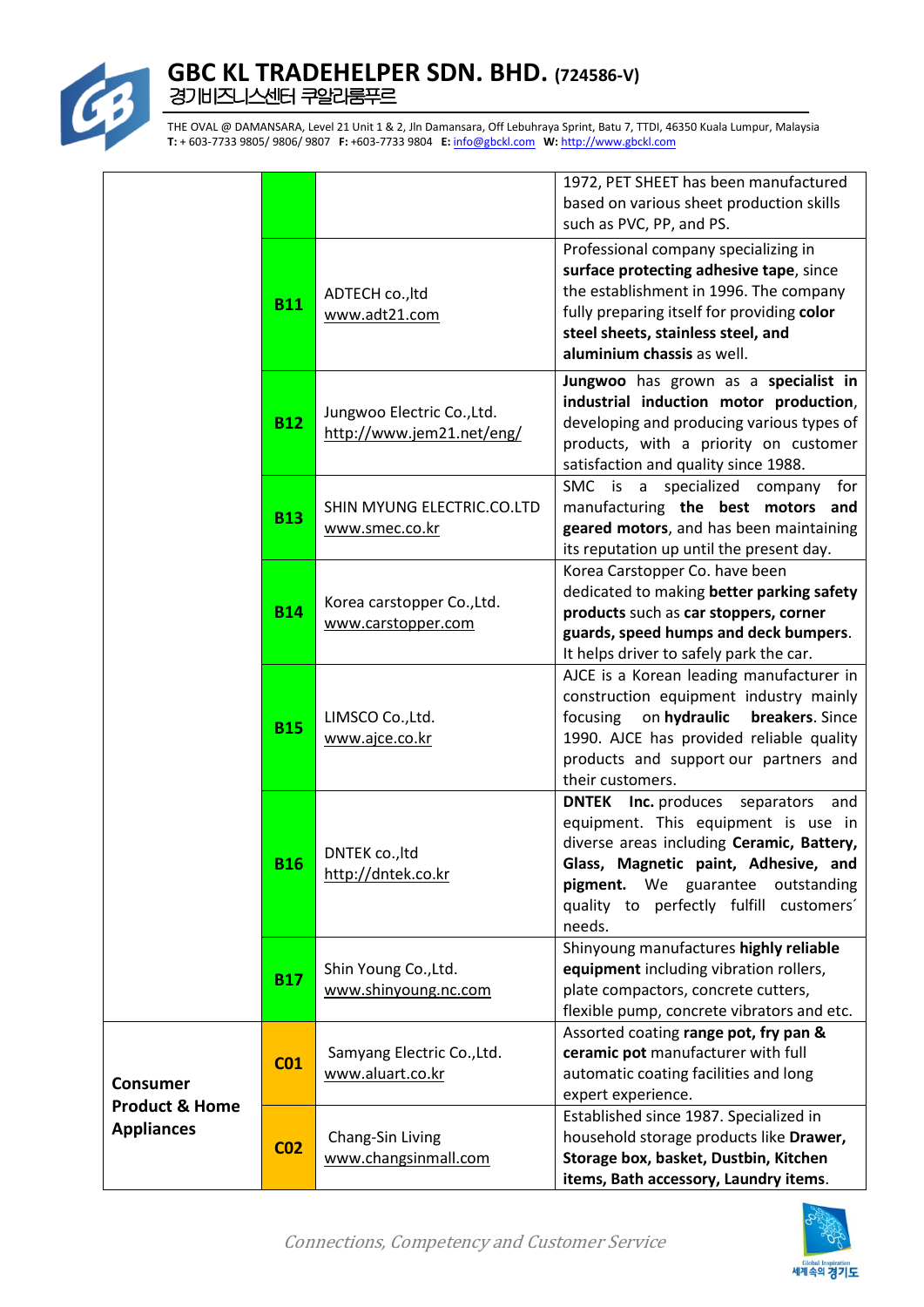| | | | |
|---|---|---|---|
| | | | 1972, PET SHEET has been manufactured based on various sheet production skills such as PVC, PP, and PS. |
| | **B11** | ADTECH co.,ltd www.adt21.com | Professional company specializing in **surface protecting adhesive tape**, since the establishment in 1996. The company fully preparing itself for providing **color steel sheets, stainless steel, and aluminium chassis** as well. |
| | **B12** | Jungwoo Electric Co.,Ltd. http://www.jem21.net/eng/ | **Jungwoo** has grown as a **specialist in industrial induction motor production**, developing and producing various types of products, with a priority on customer satisfaction and quality since 1988. |
| | **B13** | SHIN MYUNG ELECTRIC.CO.LTD www.smec.co.kr | SMC is a specialized company for manufacturing **the best motors and geared motors**, and has been maintaining its reputation up until the present day. |
| | **B14** | Korea carstopper Co.,Ltd. www.carstopper.com | Korea Carstopper Co. have been dedicated to making **better parking safety products** such as **car stoppers, corner guards, speed humps and deck bumpers**. It helps driver to safely park the car. |
| | **B15** | LIMSCO Co.,Ltd. www.ajce.co.kr | AJCE is a Korean leading manufacturer in construction equipment industry mainly focusing on **hydraulic breakers**. Since 1990. AJCE has provided reliable quality products and support our partners and their customers. |
| | **B16** | DNTEK co.,ltd http://dntek.co.kr | **DNTEK Inc.** produces separators and equipment. This equipment is use in diverse areas including **Ceramic, Battery, Glass, Magnetic paint, Adhesive, and pigment.** We guarantee outstanding quality to perfectly fulfill customers´ needs. |
| | **B17** | Shin Young Co.,Ltd. www.shinyoung.nc.com | Shinyoung manufactures **highly reliable equipment** including vibration rollers, plate compactors, concrete cutters, flexible pump, concrete vibrators and etc. |
| **Consumer Product & Home Appliances** | **C01** | Samyang Electric Co.,Ltd. www.aluart.co.kr | Assorted coating **range pot, fry pan & ceramic pot** manufacturer with full automatic coating facilities and long expert experience. |
| | **C02** | Chang-Sin Living www.changsinmall.com | Established since 1987. Specialized in household storage products like **Drawer, Storage box, basket, Dustbin, Kitchen items, Bath accessory, Laundry items**. |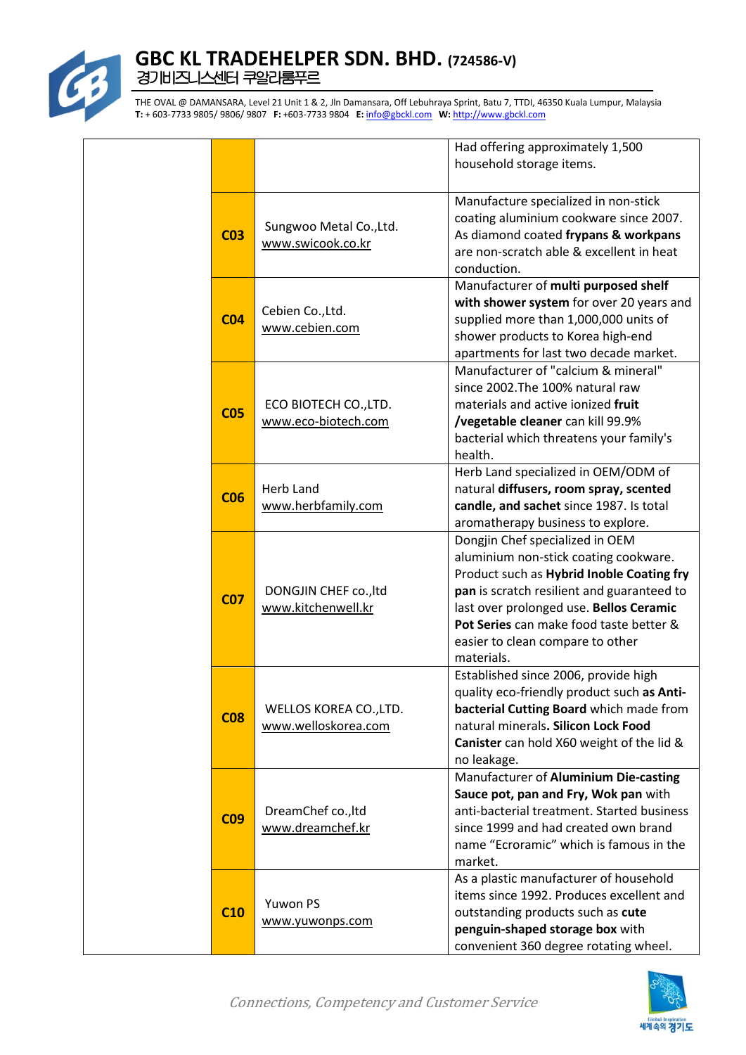| | | | |
|---|---|---|---|
| | | | Had offering approximately 1,500 household storage items. |
| | C03 | Sungwoo Metal Co.,Ltd. www.swicook.co.kr | Manufacture specialized in non-stick coating aluminium cookware since 2007. As diamond coated **frypans & workpans** are non-scratch able & excellent in heat conduction. |
| | C04 | Cebien Co.,Ltd. www.cebien.com | Manufacturer of **multi purposed shelf with shower system** for over 20 years and supplied more than 1,000,000 units of shower products to Korea high-end apartments for last two decade market. |
| | C05 | ECO BIOTECH CO.,LTD. www.eco-biotech.com | Manufacturer of "calcium & mineral" since 2002.The 100% natural raw materials and active ionized **fruit /vegetable cleaner** can kill 99.9% bacterial which threatens your family's health. |
| | C06 | Herb Land www.herbfamily.com | Herb Land specialized in OEM/ODM of natural **diffusers, room spray, scented candle, and sachet** since 1987. Is total aromatherapy business to explore. |
| | C07 | DONGJIN CHEF co.,ltd www.kitchenwell.kr | Dongjin Chef specialized in OEM aluminium non-stick coating cookware. Product such as **Hybrid Inoble Coating fry pan** is scratch resilient and guaranteed to last over prolonged use. **Bellos Ceramic Pot Series** can make food taste better & easier to clean compare to other materials. |
| | C08 | WELLOS KOREA CO.,LTD. www.welloskorea.com | Established since 2006, provide high quality eco-friendly product such **as Anti-bacterial Cutting Board** which made from natural minerals**. Silicon Lock Food Canister** can hold X60 weight of the lid & no leakage. |
| | C09 | DreamChef co.,ltd www.dreamchef.kr | Manufacturer of **Aluminium Die-casting Sauce pot, pan and Fry, Wok pan** with anti-bacterial treatment. Started business since 1999 and had created own brand name "Ecroramic" which is famous in the market. |
| | C10 | Yuwon PS www.yuwonps.com | As a plastic manufacturer of household items since 1992. Produces excellent and outstanding products such as **cute penguin-shaped storage box** with convenient 360 degree rotating wheel. |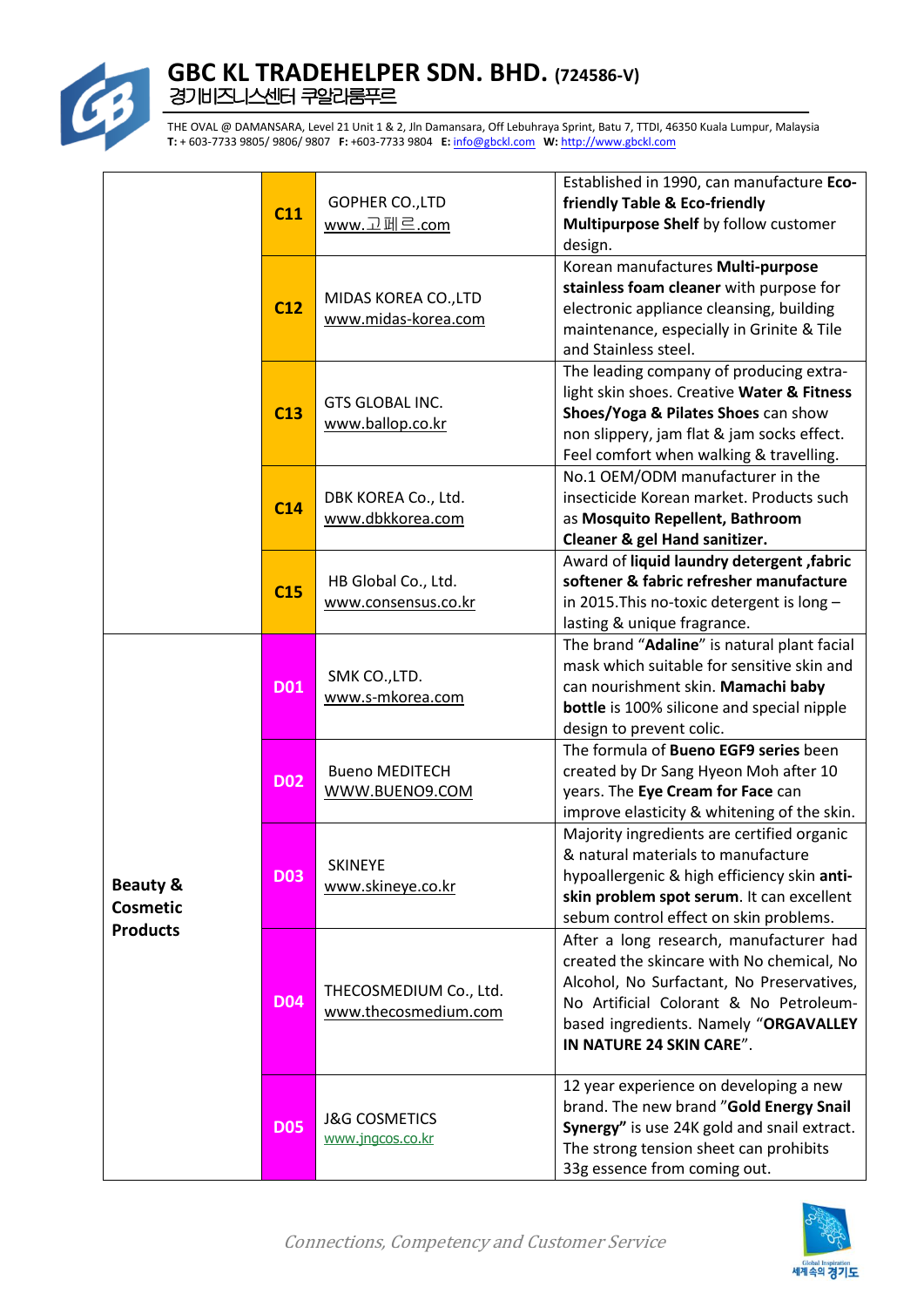| | | | |
|---|---|---|---|
| | **C11** | GOPHER CO.,LTD<br>www.고페르.com | Established in 1990, can manufacture **Eco-friendly Table & Eco-friendly Multipurpose Shelf** by follow customer design. |
| | **C12** | MIDAS KOREA CO.,LTD<br>www.midas-korea.com | Korean manufactures **Multi-purpose stainless foam cleaner** with purpose for electronic appliance cleansing, building maintenance, especially in Grinite & Tile and Stainless steel. |
| | **C13** | GTS GLOBAL INC.<br>www.ballop.co.kr | The leading company of producing extra-light skin shoes. Creative **Water & Fitness Shoes/Yoga & Pilates Shoes** can show non slippery, jam flat & jam socks effect. Feel comfort when walking & travelling. |
| | **C14** | DBK KOREA Co., Ltd.<br>www.dbkkorea.com | No.1 OEM/ODM manufacturer in the insecticide Korean market. Products such as **Mosquito Repellent, Bathroom Cleaner & gel Hand sanitizer.** |
| | **C15** | HB Global Co., Ltd.<br>www.consensus.co.kr | Award of **liquid laundry detergent ,fabric softener & fabric refresher manufacture** in 2015.This no-toxic detergent is long – lasting & unique fragrance. |
| **Beauty & Cosmetic Products** | **D01** | SMK CO.,LTD.<br>www.s-mkorea.com | The brand "**Adaline**" is natural plant facial mask which suitable for sensitive skin and can nourishment skin. **Mamachi baby bottle** is 100% silicone and special nipple design to prevent colic. |
| | **D02** | Bueno MEDITECH<br>WWW.BUENO9.COM | The formula of **Bueno EGF9 series** been created by Dr Sang Hyeon Moh after 10 years. The **Eye Cream for Face** can improve elasticity & whitening of the skin. |
| | **D03** | SKINEYE<br>www.skineye.co.kr | Majority ingredients are certified organic & natural materials to manufacture hypoallergenic & high efficiency skin **anti-skin problem spot serum**. It can excellent sebum control effect on skin problems. |
| | **D04** | THECOSMEDIUM Co., Ltd.<br>www.thecosmedium.com | After a long research, manufacturer had created the skincare with No chemical, No Alcohol, No Surfactant, No Preservatives, No Artificial Colorant & No Petroleum-based ingredients. Namely "**ORGAVALLEY IN NATURE 24 SKIN CARE**". |
| | **D05** | J&G COSMETICS<br>www.jngcos.co.kr | 12 year experience on developing a new brand. The new brand "**Gold Energy Snail Synergy"** is use 24K gold and snail extract. The strong tension sheet can prohibits 33g essence from coming out. |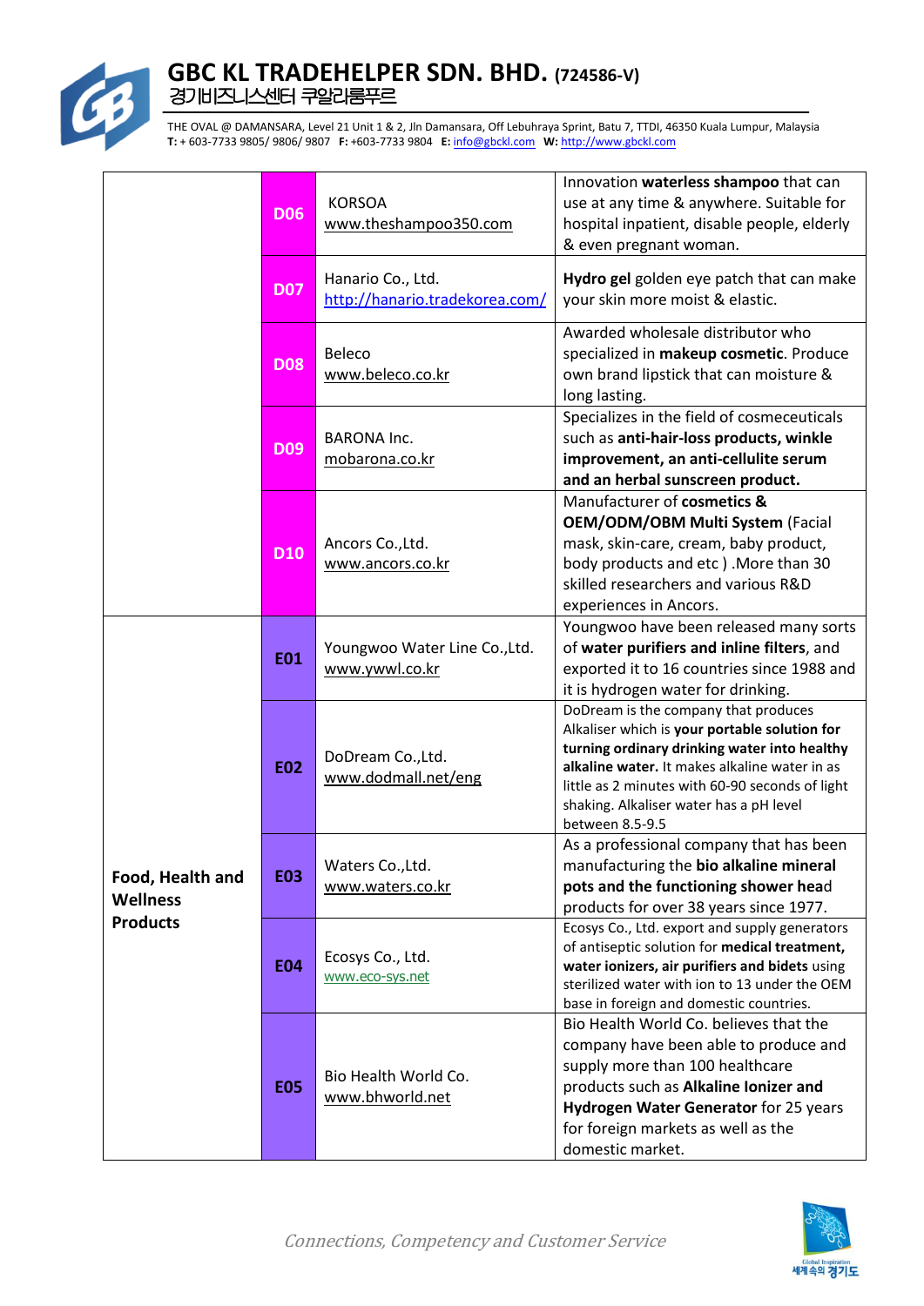| | | | |
|---|---|---|---|
| | **D06** | KORSOA<br>www.theshampoo350.com | Innovation **waterless shampoo** that can use at any time & anywhere. Suitable for hospital inpatient, disable people, elderly & even pregnant woman. |
| | **D07** | Hanario Co., Ltd.<br>http://hanario.tradekorea.com/ | **Hydro gel** golden eye patch that can make your skin more moist & elastic. |
| | **D08** | Beleco<br>www.beleco.co.kr | Awarded wholesale distributor who specialized in **makeup cosmetic**. Produce own brand lipstick that can moisture & long lasting. |
| | **D09** | BARONA Inc.<br>mobarona.co.kr | Specializes in the field of cosmeceuticals such as **anti-hair-loss products, winkle improvement, an anti-cellulite serum and an herbal sunscreen product.** |
| | **D10** | Ancors Co.,Ltd.<br>www.ancors.co.kr | Manufacturer of **cosmetics & OEM/ODM/OBM Multi System** (Facial mask, skin-care, cream, baby product, body products and etc ) .More than 30 skilled researchers and various R&D experiences in Ancors. |
| **Food, Health and Wellness Products** | **E01** | Youngwoo Water Line Co.,Ltd.<br>www.ywwl.co.kr | Youngwoo have been released many sorts of **water purifiers and inline filters**, and exported it to 16 countries since 1988 and it is hydrogen water for drinking. |
| | **E02** | DoDream Co.,Ltd.<br>www.dodmall.net/eng | DoDream is the company that produces Alkaliser which is **your portable solution for turning ordinary drinking water into healthy alkaline water.** It makes alkaline water in as little as 2 minutes with 60-90 seconds of light shaking. Alkaliser water has a pH level between 8.5-9.5 |
| | **E03** | Waters Co.,Ltd.<br>www.waters.co.kr | As a professional company that has been manufacturing the **bio alkaline mineral pots and the functioning shower hea**d products for over 38 years since 1977. |
| | **E04** | Ecosys Co., Ltd.<br>www.eco-sys.net | Ecosys Co., Ltd. export and supply generators of antiseptic solution for **medical treatment, water ionizers, air purifiers and bidets** using sterilized water with ion to 13 under the OEM base in foreign and domestic countries. |
| | **E05** | Bio Health World Co.<br>www.bhworld.net | Bio Health World Co. believes that the company have been able to produce and supply more than 100 healthcare products such as **Alkaline Ionizer and Hydrogen Water Generator** for 25 years for foreign markets as well as the domestic market. |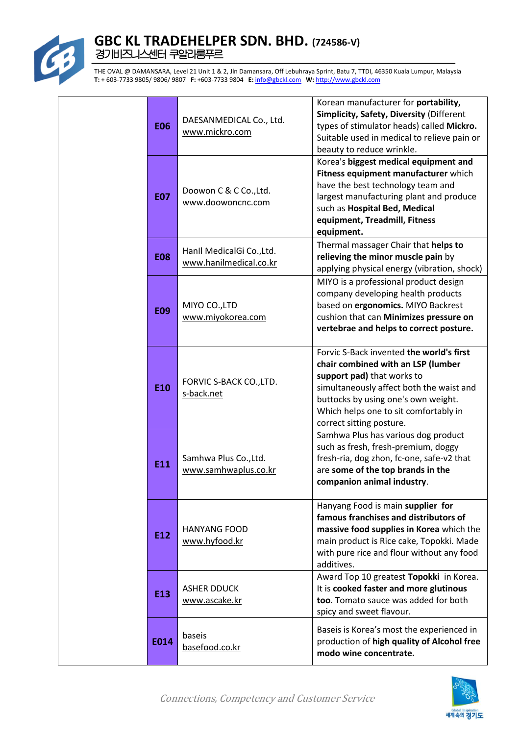| | | | |
|---|---|---|---|
| | **E06** | DAESANMEDICAL Co., Ltd.<br>www.mickro.com | Korean manufacturer for **portability, Simplicity, Safety, Diversity** (Different types of stimulator heads) called **Mickro.** Suitable used in medical to relieve pain or beauty to reduce wrinkle. |
| | **E07** | Doowon C & C Co.,Ltd.<br>www.doowoncnc.com | Korea's **biggest medical equipment and Fitness equipment manufacturer** which have the best technology team and largest manufacturing plant and produce such as **Hospital Bed, Medical equipment, Treadmill, Fitness equipment.** |
| | **E08** | Hanll MedicalGi Co.,Ltd.<br>www.hanilmedical.co.kr | Thermal massager Chair that **helps to relieving the minor muscle pain** by applying physical energy (vibration, shock) |
| | **E09** | MIYO CO.,LTD<br>www.miyokorea.com | MIYO is a professional product design company developing health products based on **ergonomics.** MIYO Backrest cushion that can **Minimizes pressure on vertebrae and helps to correct posture.** |
| | **E10** | FORVIC S-BACK CO.,LTD.<br>s-back.net | Forvic S-Back invented **the world's first chair combined with an LSP (lumber support pad)** that works to simultaneously affect both the waist and buttocks by using one's own weight. Which helps one to sit comfortably in correct sitting posture. |
| | **E11** | Samhwa Plus Co.,Ltd.<br>www.samhwaplus.co.kr | Samhwa Plus has various dog product such as fresh, fresh-premium, doggy fresh-ria, dog zhon, fc-one, safe-v2 that are **some of the top brands in the companion animal industry**. |
| | **E12** | HANYANG FOOD<br>www.hyfood.kr | Hanyang Food is main **supplier for famous franchises and distributors of massive food supplies in Korea** which the main product is Rice cake, Topokki. Made with pure rice and flour without any food additives. |
| | **E13** | ASHER DDUCK<br>www.ascake.kr | Award Top 10 greatest **Topokki** in Korea. It is **cooked faster and more glutinous too**. Tomato sauce was added for both spicy and sweet flavour. |
| | **E014** | baseis<br>basefood.co.kr | Baseis is Korea's most the experienced in production of **high quality of Alcohol free modo wine concentrate.** |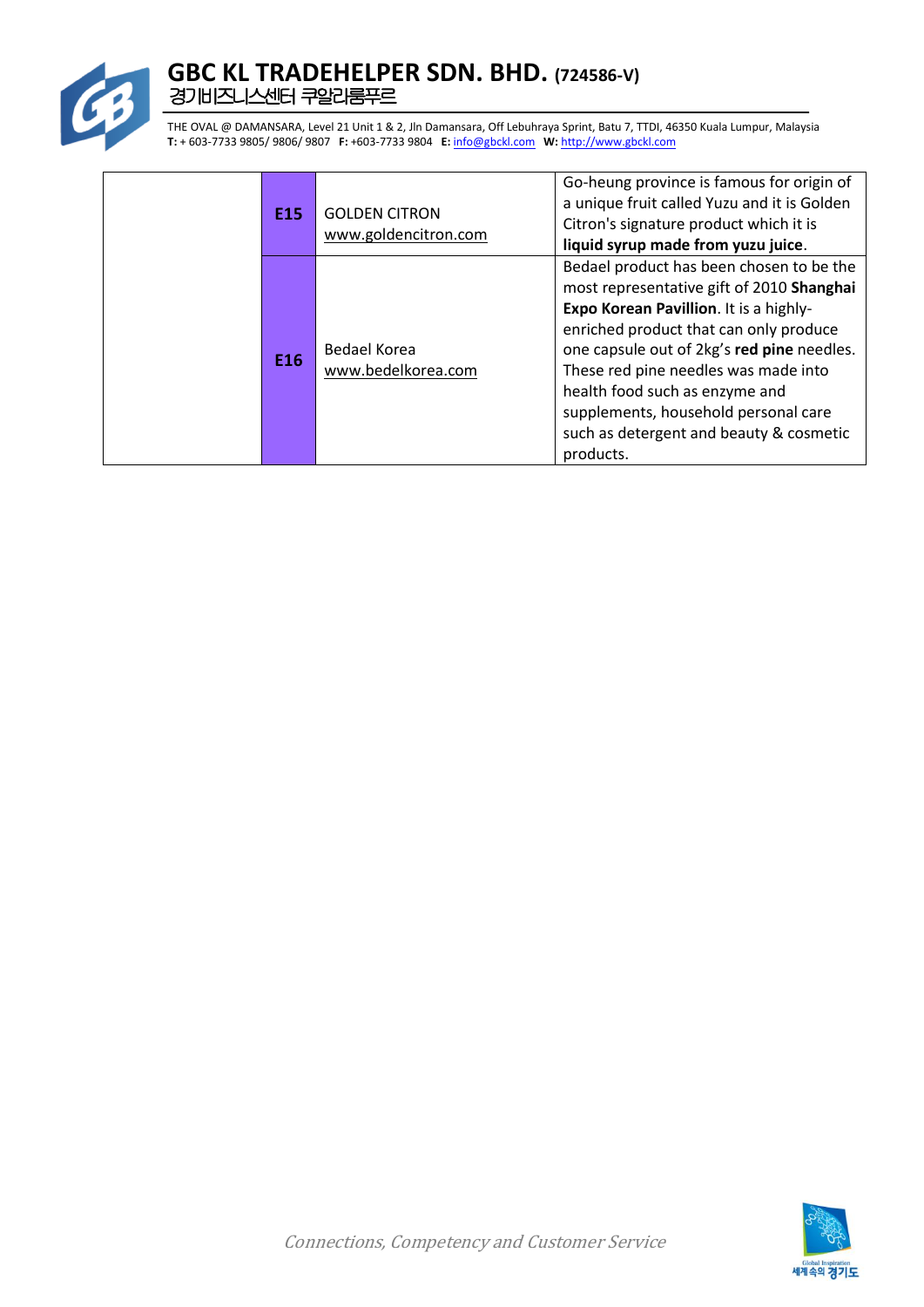| | | | |
|---|---|---|---|
| | **E15** | GOLDEN CITRON<br>www.goldencitron.com | Go-heung province is famous for origin of a unique fruit called Yuzu and it is Golden Citron's signature product which it is **liquid syrup made from yuzu juice**. |
| | **E16** | Bedael Korea<br>www.bedelkorea.com | Bedael product has been chosen to be the most representative gift of 2010 **Shanghai Expo Korean Pavillion**. It is a highly-enriched product that can only produce one capsule out of 2kg's **red pine** needles. These red pine needles was made into health food such as enzyme and supplements, household personal care such as detergent and beauty & cosmetic products. |